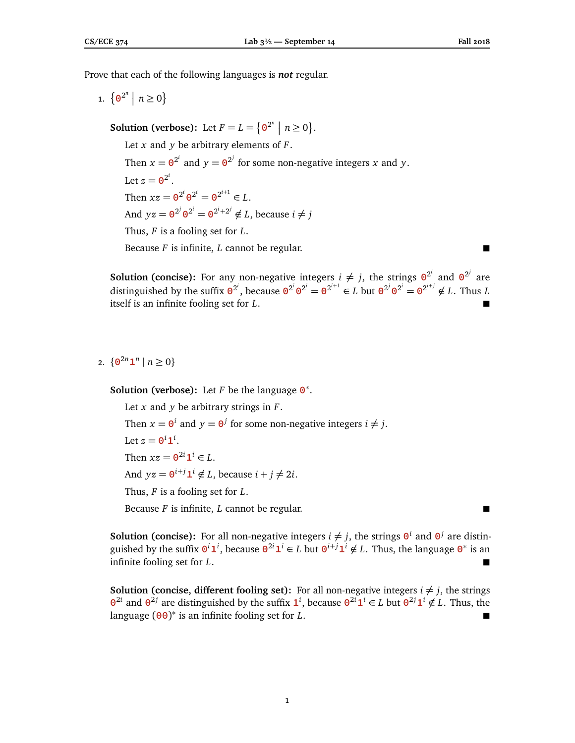Prove that each of the following languages is ***not*** regular.

1. $\{0^{2^n} \mid n \geq 0\}$

   **Solution (verbose):** Let $F = L = \{0^{2^n} \mid n \geq 0\}$.

   Let $x$ and $y$ be arbitrary elements of $F$.

   Then $x = 0^{2^i}$ and $y = 0^{2^j}$ for some non-negative integers $x$ and $y$.

   Let $z = 0^{2^i}$.

   Then $xz = 0^{2^i}0^{2^i} = 0^{2^{i+1}} \in L$.

   And $yz = 0^{2^j}0^{2^i} = 0^{2^i+2^j} \notin L$, because $i \neq j$

   Thus, $F$ is a fooling set for $L$.

   Because $F$ is infinite, $L$ cannot be regular. ■

   **Solution (concise):** For any non-negative integers $i \neq j$, the strings $0^{2^i}$ and $0^{2^j}$ are distinguished by the suffix $0^{2^i}$, because $0^{2^i}0^{2^i} = 0^{2^{i+1}} \in L$ but $0^{2^j}0^{2^i} = 0^{2^{i+j}} \notin L$. Thus $L$ itself is an infinite fooling set for $L$. ■

2. $\{0^{2n}1^n \mid n \geq 0\}$

   **Solution (verbose):** Let $F$ be the language $0^*$.

   Let $x$ and $y$ be arbitrary strings in $F$.

   Then $x = 0^i$ and $y = 0^j$ for some non-negative integers $i \neq j$.

   Let $z = 0^i1^i$.

   Then $xz = 0^{2i}1^i \in L$.

   And $yz = 0^{i+j}1^i \notin L$, because $i + j \neq 2i$.

   Thus, $F$ is a fooling set for $L$.

   Because $F$ is infinite, $L$ cannot be regular. ■

   **Solution (concise):** For all non-negative integers $i \neq j$, the strings $0^i$ and $0^j$ are distinguished by the suffix $0^i1^i$, because $0^{2i}1^i \in L$ but $0^{i+j}1^i \notin L$. Thus, the language $0^*$ is an infinite fooling set for $L$. ■

   **Solution (concise, different fooling set):** For all non-negative integers $i \neq j$, the strings $0^{2i}$ and $0^{2j}$ are distinguished by the suffix $1^i$, because $0^{2i}1^i \in L$ but $0^{2j}1^i \notin L$. Thus, the language $(00)^*$ is an infinite fooling set for $L$. ■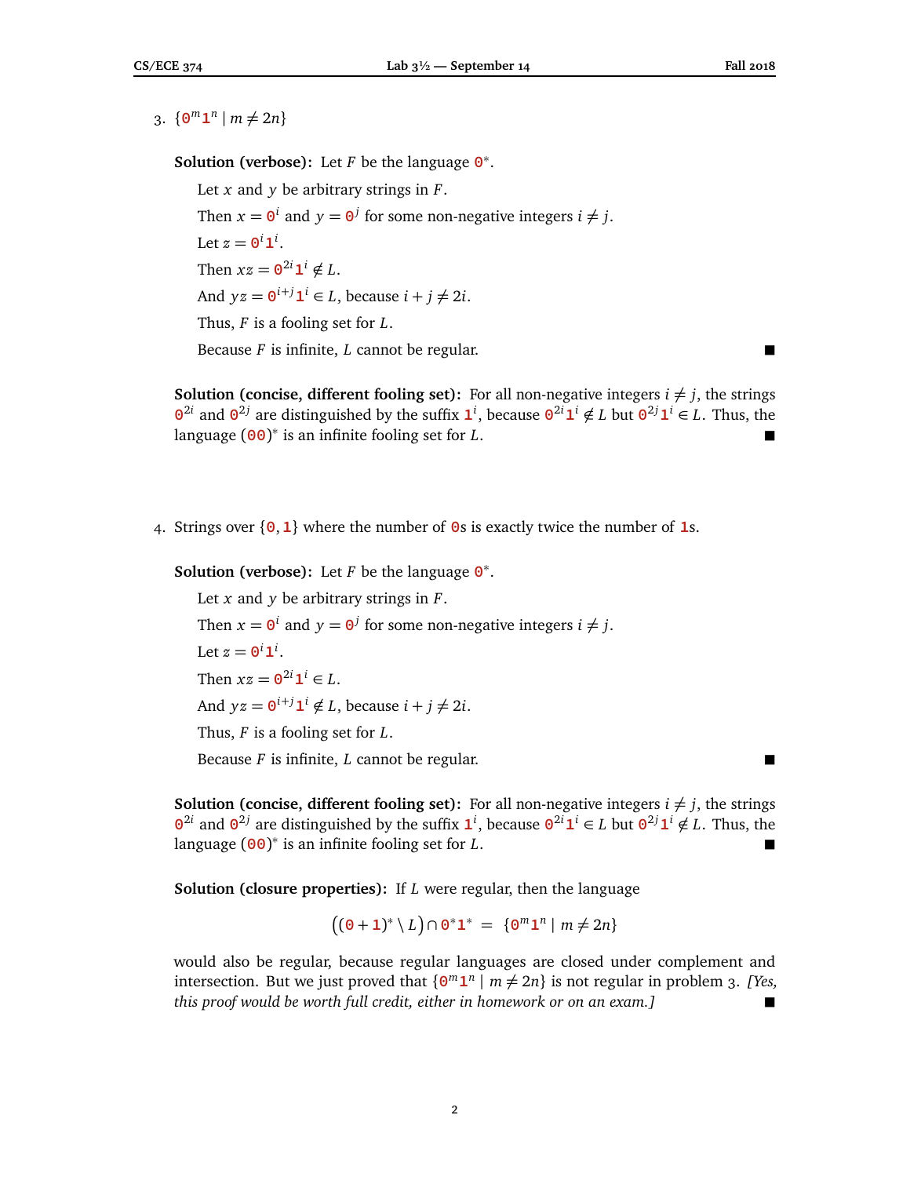3. $\{0^m 1^n \mid m \neq 2n\}$

   **Solution (verbose):** Let $F$ be the language $0^*$.

   Let $x$ and $y$ be arbitrary strings in $F$.

   Then $x = 0^i$ and $y = 0^j$ for some non-negative integers $i \neq j$.

   Let $z = 0^i 1^i$.

   Then $xz = 0^{2i} 1^i \notin L$.

   And $yz = 0^{i+j} 1^i \in L$, because $i + j \neq 2i$.

   Thus, $F$ is a fooling set for $L$.

   Because $F$ is infinite, $L$ cannot be regular. ■

   **Solution (concise, different fooling set):** For all non-negative integers $i \neq j$, the strings $0^{2i}$ and $0^{2j}$ are distinguished by the suffix $1^i$, because $0^{2i}1^i \notin L$ but $0^{2j}1^i \in L$. Thus, the language $(00)^*$ is an infinite fooling set for $L$. ■

4. Strings over $\{0, 1\}$ where the number of $0$s is exactly twice the number of $1$s.

   **Solution (verbose):** Let $F$ be the language $0^*$.

   Let $x$ and $y$ be arbitrary strings in $F$.

   Then $x = 0^i$ and $y = 0^j$ for some non-negative integers $i \neq j$.

   Let $z = 0^i 1^i$.

   Then $xz = 0^{2i} 1^i \in L$.

   And $yz = 0^{i+j} 1^i \notin L$, because $i + j \neq 2i$.

   Thus, $F$ is a fooling set for $L$.

   Because $F$ is infinite, $L$ cannot be regular. ■

   **Solution (concise, different fooling set):** For all non-negative integers $i \neq j$, the strings $0^{2i}$ and $0^{2j}$ are distinguished by the suffix $1^i$, because $0^{2i}1^i \in L$ but $0^{2j}1^i \notin L$. Thus, the language $(00)^*$ is an infinite fooling set for $L$. ■

   **Solution (closure properties):** If $L$ were regular, then the language

   $$\big((0+1)^* \setminus L\big) \cap 0^*1^* \;=\; \{0^m 1^n \mid m \neq 2n\}$$

   would also be regular, because regular languages are closed under complement and intersection. But we just proved that $\{0^m 1^n \mid m \neq 2n\}$ is not regular in problem 3. *[Yes, this proof would be worth full credit, either in homework or on an exam.]* ■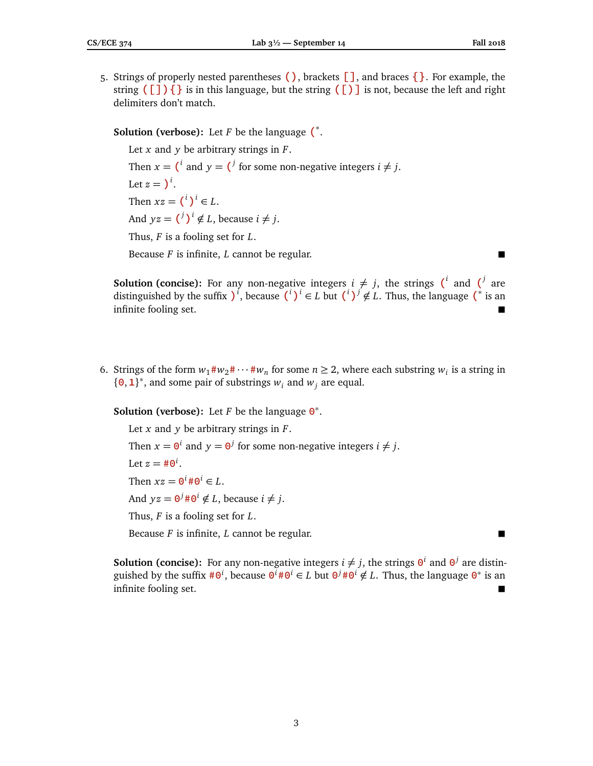5. Strings of properly nested parentheses `()`, brackets `[]`, and braces `{}`. For example, the string `([]){}` is in this language, but the string `([)]` is not, because the left and right delimiters don't match.

   **Solution (verbose):** Let $F$ be the language $\texttt{(}^*$.

   Let $x$ and $y$ be arbitrary strings in $F$.

   Then $x = \texttt{(}^i$ and $y = \texttt{(}^j$ for some non-negative integers $i \neq j$.

   Let $z = \texttt{)}^i$.

   Then $xz = \texttt{(}^i\texttt{)}^i \in L$.

   And $yz = \texttt{(}^j\texttt{)}^i \notin L$, because $i \neq j$.

   Thus, $F$ is a fooling set for $L$.

   Because $F$ is infinite, $L$ cannot be regular. ∎

   **Solution (concise):** For any non-negative integers $i \neq j$, the strings $\texttt{(}^i$ and $\texttt{(}^j$ are distinguished by the suffix $\texttt{)}^i$, because $\texttt{(}^i\texttt{)}^i \in L$ but $\texttt{(}^i\texttt{)}^j \notin L$. Thus, the language $\texttt{(}^*$ is an infinite fooling set. ∎

6. Strings of the form $w_1\texttt{\#}w_2\texttt{\#}\cdots\texttt{\#}w_n$ for some $n \geq 2$, where each substring $w_i$ is a string in $\{\texttt{0},\texttt{1}\}^*$, and some pair of substrings $w_i$ and $w_j$ are equal.

   **Solution (verbose):** Let $F$ be the language $\texttt{0}^*$.

   Let $x$ and $y$ be arbitrary strings in $F$.

   Then $x = \texttt{0}^i$ and $y = \texttt{0}^j$ for some non-negative integers $i \neq j$.

   Let $z = \texttt{\#0}^i$.

   Then $xz = \texttt{0}^i\texttt{\#0}^i \in L$.

   And $yz = \texttt{0}^j\texttt{\#0}^i \notin L$, because $i \neq j$.

   Thus, $F$ is a fooling set for $L$.

   Because $F$ is infinite, $L$ cannot be regular. ∎

   **Solution (concise):** For any non-negative integers $i \neq j$, the strings $\texttt{0}^i$ and $\texttt{0}^j$ are distinguished by the suffix $\texttt{\#0}^i$, because $\texttt{0}^i\texttt{\#0}^i \in L$ but $\texttt{0}^j\texttt{\#0}^i \notin L$. Thus, the language $\texttt{0}^*$ is an infinite fooling set. ∎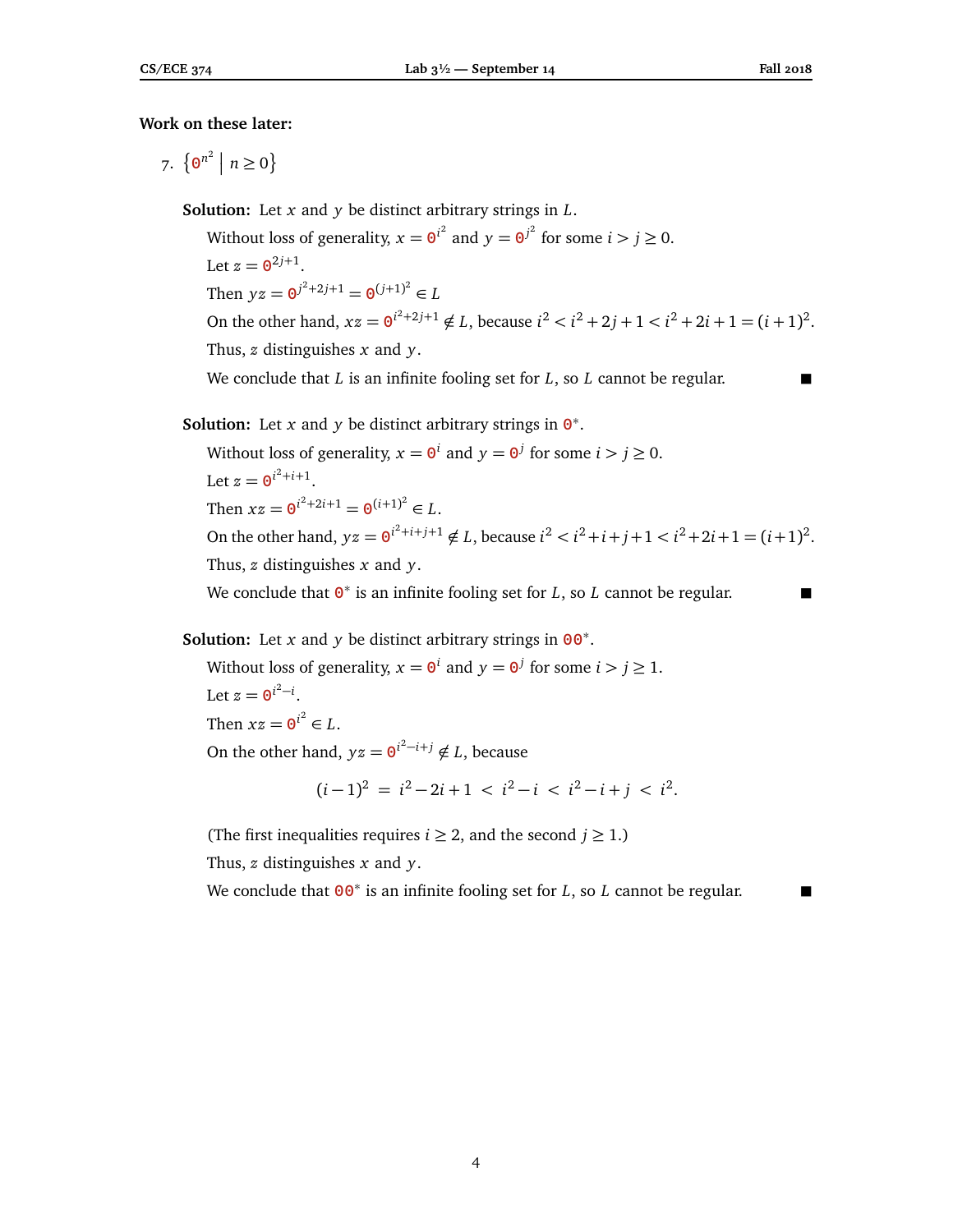**Work on these later:**

7. $\left\{ 0^{n^2} \mid n \geq 0 \right\}$

**Solution:** Let $x$ and $y$ be distinct arbitrary strings in $L$.

Without loss of generality, $x = 0^{i^2}$ and $y = 0^{j^2}$ for some $i > j \geq 0$.

Let $z = 0^{2j+1}$.

Then $yz = 0^{j^2+2j+1} = 0^{(j+1)^2} \in L$

On the other hand, $xz = 0^{i^2+2j+1} \notin L$, because $i^2 < i^2 + 2j + 1 < i^2 + 2i + 1 = (i+1)^2$.

Thus, $z$ distinguishes $x$ and $y$.

We conclude that $L$ is an infinite fooling set for $L$, so $L$ cannot be regular. ■

**Solution:** Let $x$ and $y$ be distinct arbitrary strings in $0^*$.

Without loss of generality, $x = 0^i$ and $y = 0^j$ for some $i > j \geq 0$.

Let $z = 0^{i^2+i+1}$.

Then $xz = 0^{i^2+2i+1} = 0^{(i+1)^2} \in L$.

On the other hand, $yz = 0^{i^2+i+j+1} \notin L$, because $i^2 < i^2 + i + j + 1 < i^2 + 2i + 1 = (i+1)^2$.

Thus, $z$ distinguishes $x$ and $y$.

We conclude that $0^*$ is an infinite fooling set for $L$, so $L$ cannot be regular. ■

**Solution:** Let $x$ and $y$ be distinct arbitrary strings in $00^*$.

Without loss of generality, $x = 0^i$ and $y = 0^j$ for some $i > j \geq 1$.

Let $z = 0^{i^2-i}$.

Then $xz = 0^{i^2} \in L$.

On the other hand, $yz = 0^{i^2-i+j} \notin L$, because

$$(i-1)^2 \;=\; i^2 - 2i + 1 \;<\; i^2 - i \;<\; i^2 - i + j \;<\; i^2.$$

(The first inequalities requires $i \geq 2$, and the second $j \geq 1$.)

Thus, $z$ distinguishes $x$ and $y$.

We conclude that $00^*$ is an infinite fooling set for $L$, so $L$ cannot be regular. ■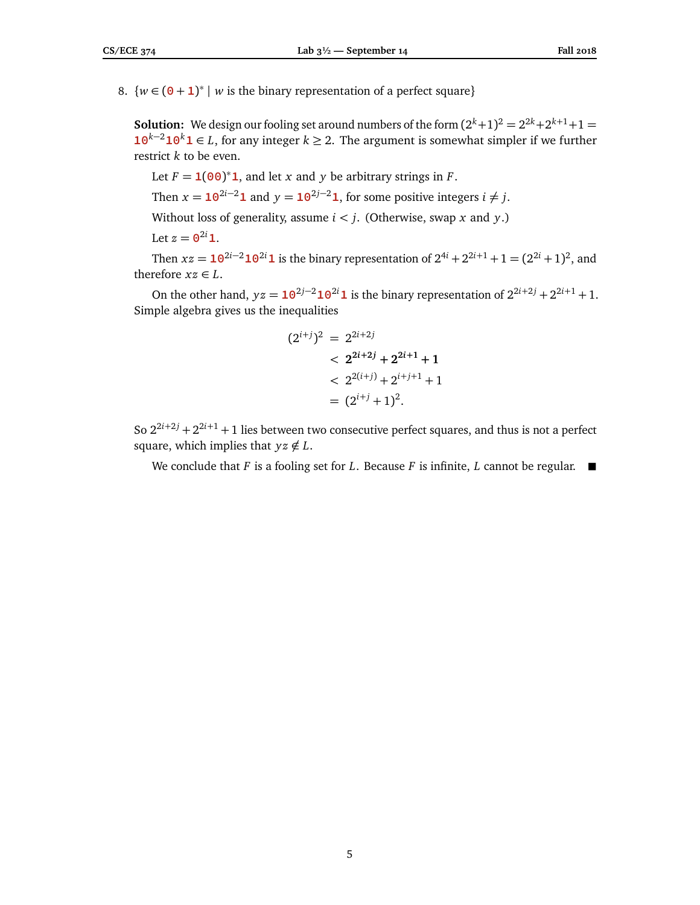8. $\{w \in (\mathtt{0}+\mathtt{1})^* \mid w \text{ is the binary representation of a perfect square}\}$

**Solution:** We design our fooling set around numbers of the form $(2^k+1)^2 = 2^{2k}+2^{k+1}+1 = \mathtt{10}^{k-2}\mathtt{10}^k\mathtt{1} \in L$, for any integer $k \geq 2$. The argument is somewhat simpler if we further restrict $k$ to be even.

Let $F = \mathtt{1}(\mathtt{00})^*\mathtt{1}$, and let $x$ and $y$ be arbitrary strings in $F$.

Then $x = \mathtt{10}^{2i-2}\mathtt{1}$ and $y = \mathtt{10}^{2j-2}\mathtt{1}$, for some positive integers $i \neq j$.

Without loss of generality, assume $i < j$. (Otherwise, swap $x$ and $y$.)

Let $z = \mathtt{0}^{2i}\mathtt{1}$.

Then $xz = \mathtt{10}^{2i-2}\mathtt{10}^{2i}\mathtt{1}$ is the binary representation of $2^{4i}+2^{2i+1}+1 = (2^{2i}+1)^2$, and therefore $xz \in L$.

On the other hand, $yz = \mathtt{10}^{2j-2}\mathtt{10}^{2i}\mathtt{1}$ is the binary representation of $2^{2i+2j}+2^{2i+1}+1$. Simple algebra gives us the inequalities

$$\begin{aligned}
(2^{i+j})^2 &= 2^{2i+2j} \\
&< \mathbf{2^{2i+2j} + 2^{2i+1} + 1} \\
&< 2^{2(i+j)} + 2^{i+j+1} + 1 \\
&= (2^{i+j}+1)^2.
\end{aligned}$$

So $2^{2i+2j}+2^{2i+1}+1$ lies between two consecutive perfect squares, and thus is not a perfect square, which implies that $yz \notin L$.

We conclude that $F$ is a fooling set for $L$. Because $F$ is infinite, $L$ cannot be regular. ■